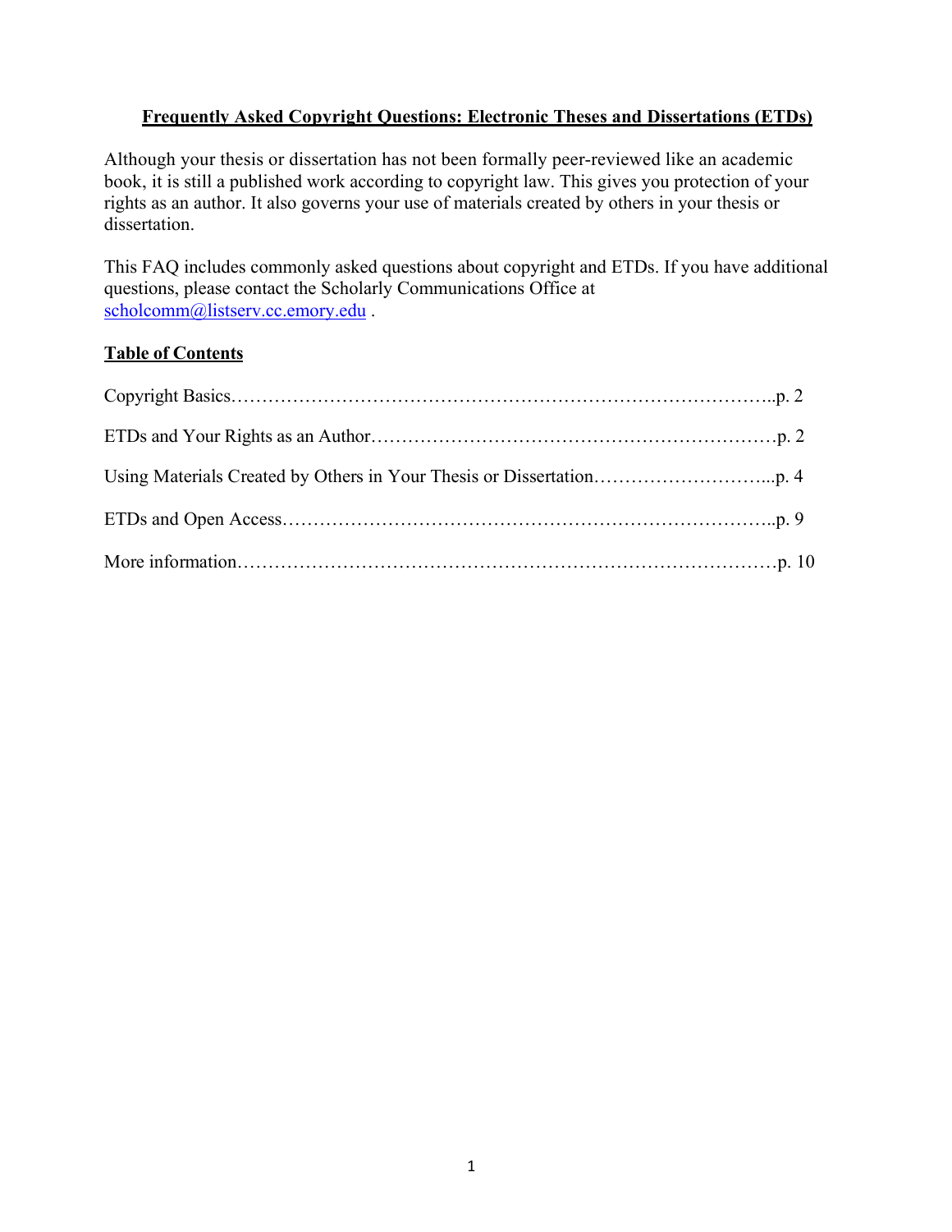# Frequently Asked Copyright Questions: Electronic Theses and Dissertations (ETDs)

Although your thesis or dissertation has not been formally peer-reviewed like an academic book, it is still a published work according to copyright law. This gives you protection of your rights as an author. It also governs your use of materials created by others in your thesis or dissertation.

This FAQ includes commonly asked questions about copyright and ETDs. If you have additional questions, please contact the Scholarly Communications Office at scholcomm@listserv.cc.emory.edu .

## Table of Contents

Copyright Basics……………………………………………………………………………..p. 2

ETDs and Your Rights as an Author…………………………………………………………p. 2

Using Materials Created by Others in Your Thesis or Dissertation………………………...p. 4

ETDs and Open Access……………………………………………………………………..p. 9

More information……………………………………………………………………………p. 10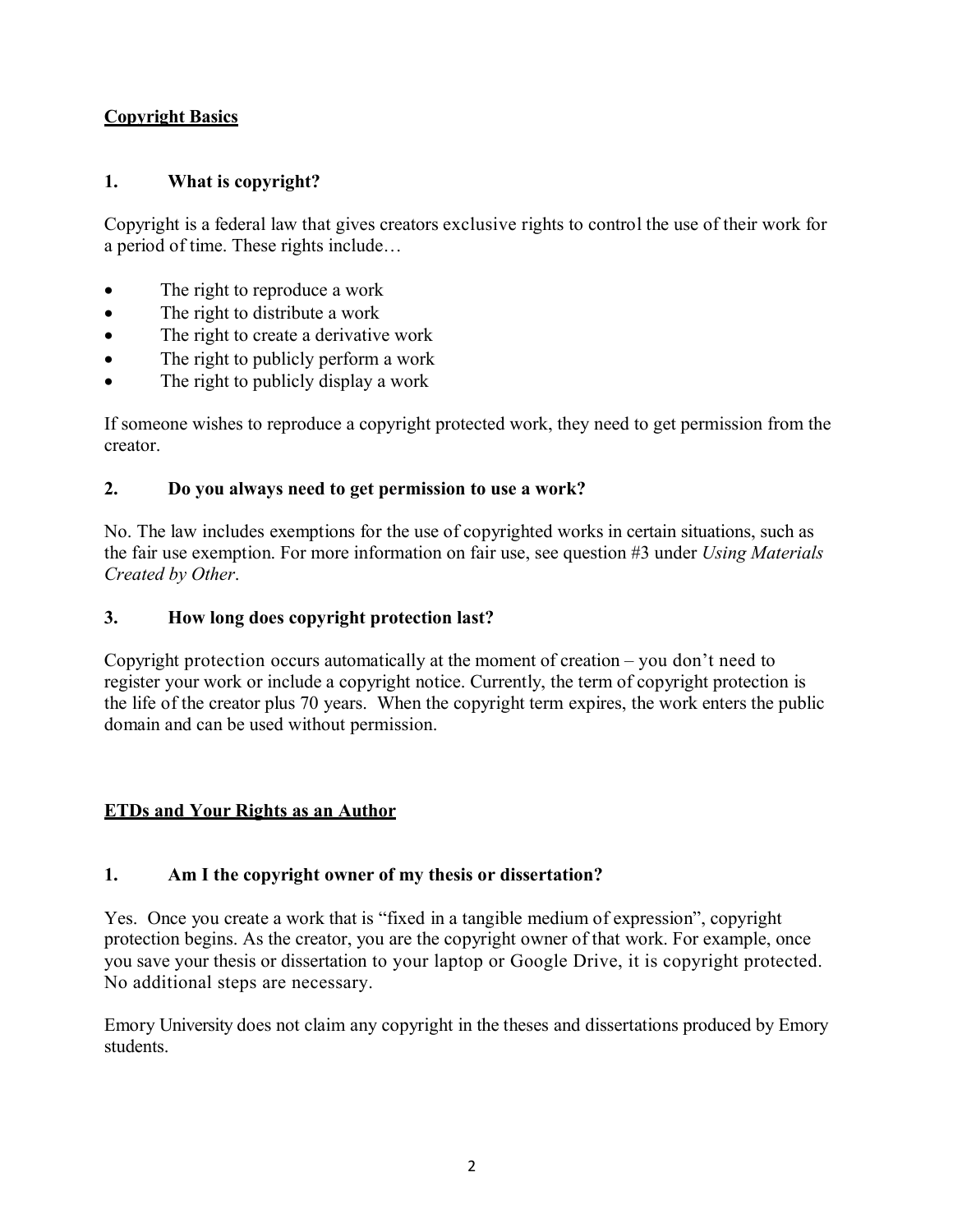## Copyright Basics

### 1. What is copyright?

Copyright is a federal law that gives creators exclusive rights to control the use of their work for a period of time. These rights include…

- The right to reproduce a work
- The right to distribute a work
- The right to create a derivative work
- The right to publicly perform a work
- The right to publicly display a work

If someone wishes to reproduce a copyright protected work, they need to get permission from the creator.

### 2. Do you always need to get permission to use a work?

No. The law includes exemptions for the use of copyrighted works in certain situations, such as the fair use exemption. For more information on fair use, see question #3 under *Using Materials Created by Other*.

### 3. How long does copyright protection last?

Copyright protection occurs automatically at the moment of creation – you don't need to register your work or include a copyright notice. Currently, the term of copyright protection is the life of the creator plus 70 years. When the copyright term expires, the work enters the public domain and can be used without permission.

## ETDs and Your Rights as an Author

### 1. Am I the copyright owner of my thesis or dissertation?

Yes. Once you create a work that is "fixed in a tangible medium of expression", copyright protection begins. As the creator, you are the copyright owner of that work. For example, once you save your thesis or dissertation to your laptop or Google Drive, it is copyright protected. No additional steps are necessary.

Emory University does not claim any copyright in the theses and dissertations produced by Emory students.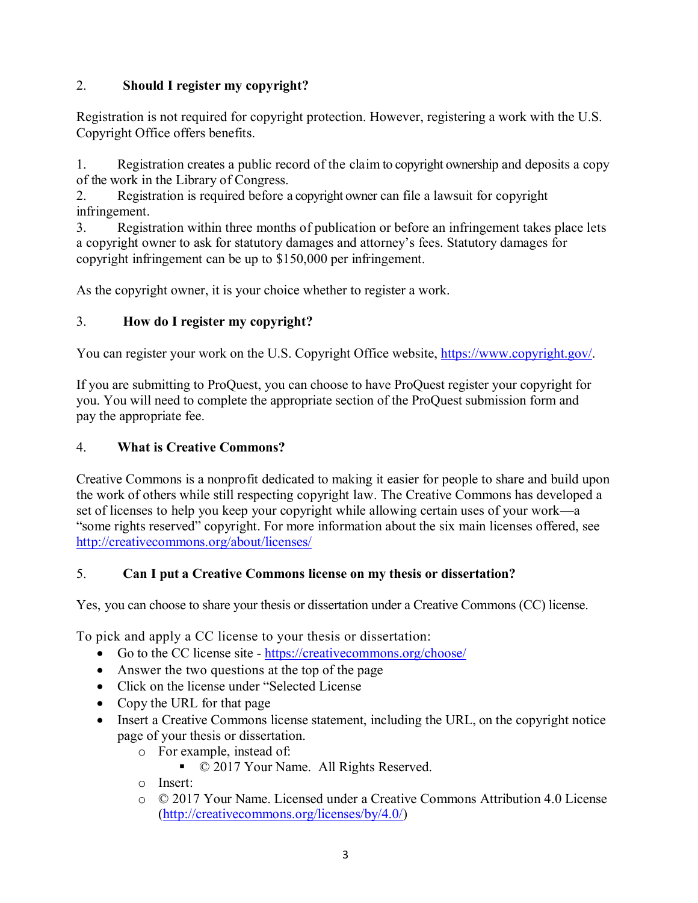## 2. Should I register my copyright?

Registration is not required for copyright protection. However, registering a work with the U.S. Copyright Office offers benefits.

1. Registration creates a public record of the claim to copyright ownership and deposits a copy of the work in the Library of Congress.
2. Registration is required before a copyright owner can file a lawsuit for copyright infringement.
3. Registration within three months of publication or before an infringement takes place lets a copyright owner to ask for statutory damages and attorney's fees. Statutory damages for copyright infringement can be up to $150,000 per infringement.

As the copyright owner, it is your choice whether to register a work.

## 3. How do I register my copyright?

You can register your work on the U.S. Copyright Office website, https://www.copyright.gov/.

If you are submitting to ProQuest, you can choose to have ProQuest register your copyright for you. You will need to complete the appropriate section of the ProQuest submission form and pay the appropriate fee.

## 4. What is Creative Commons?

Creative Commons is a nonprofit dedicated to making it easier for people to share and build upon the work of others while still respecting copyright law. The Creative Commons has developed a set of licenses to help you keep your copyright while allowing certain uses of your work—a "some rights reserved" copyright. For more information about the six main licenses offered, see http://creativecommons.org/about/licenses/

## 5. Can I put a Creative Commons license on my thesis or dissertation?

Yes, you can choose to share your thesis or dissertation under a Creative Commons (CC) license.

To pick and apply a CC license to your thesis or dissertation:

- Go to the CC license site - https://creativecommons.org/choose/
- Answer the two questions at the top of the page
- Click on the license under "Selected License
- Copy the URL for that page
- Insert a Creative Commons license statement, including the URL, on the copyright notice page of your thesis or dissertation.
    - For example, instead of:
        - © 2017 Your Name. All Rights Reserved.
    - Insert:
    - © 2017 Your Name. Licensed under a Creative Commons Attribution 4.0 License (http://creativecommons.org/licenses/by/4.0/)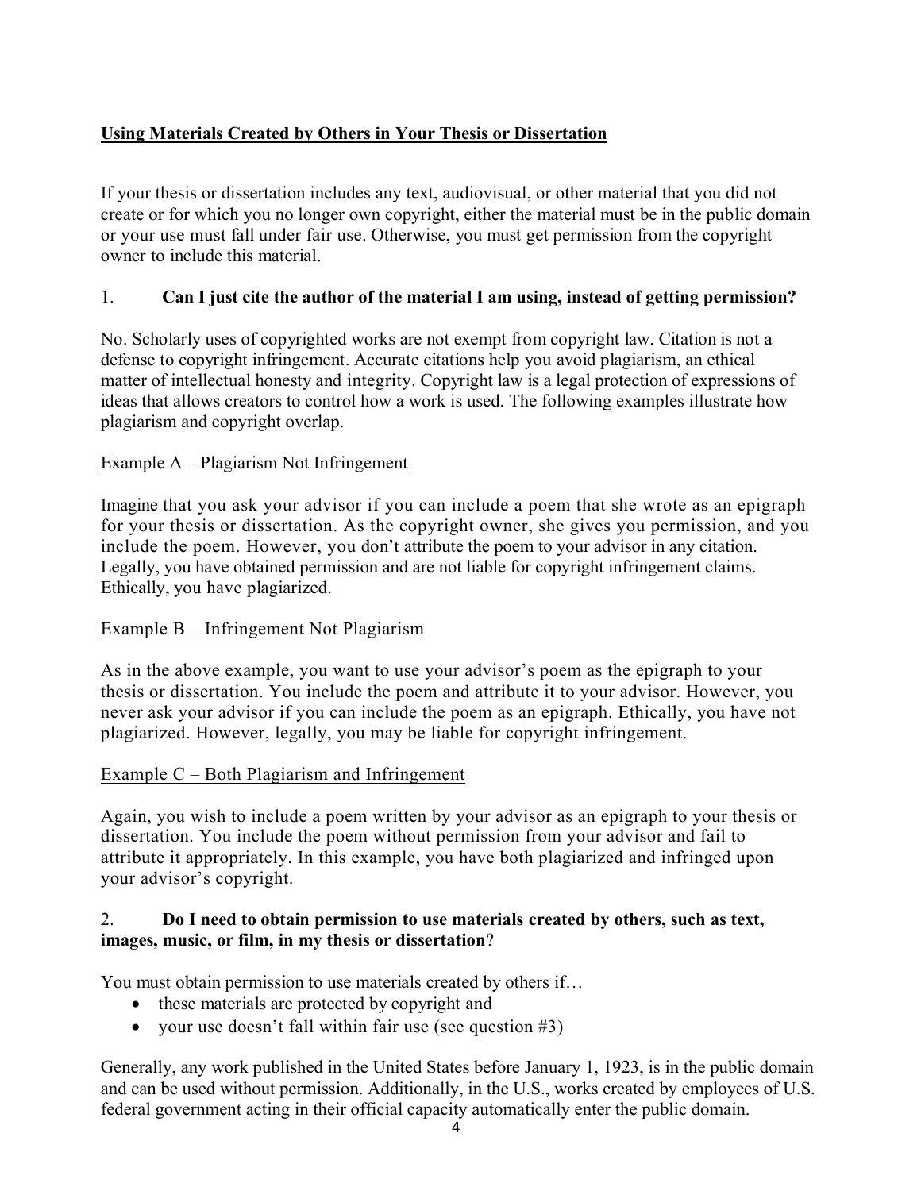## Using Materials Created by Others in Your Thesis or Dissertation

If your thesis or dissertation includes any text, audiovisual, or other material that you did not create or for which you no longer own copyright, either the material must be in the public domain or your use must fall under fair use. Otherwise, you must get permission from the copyright owner to include this material.

### 1. **Can I just cite the author of the material I am using, instead of getting permission?**

No. Scholarly uses of copyrighted works are not exempt from copyright law. Citation is not a defense to copyright infringement. Accurate citations help you avoid plagiarism, an ethical matter of intellectual honesty and integrity. Copyright law is a legal protection of expressions of ideas that allows creators to control how a work is used. The following examples illustrate how plagiarism and copyright overlap.

Example A – Plagiarism Not Infringement

Imagine that you ask your advisor if you can include a poem that she wrote as an epigraph for your thesis or dissertation. As the copyright owner, she gives you permission, and you include the poem. However, you don't attribute the poem to your advisor in any citation. Legally, you have obtained permission and are not liable for copyright infringement claims. Ethically, you have plagiarized.

Example B – Infringement Not Plagiarism

As in the above example, you want to use your advisor's poem as the epigraph to your thesis or dissertation. You include the poem and attribute it to your advisor. However, you never ask your advisor if you can include the poem as an epigraph. Ethically, you have not plagiarized. However, legally, you may be liable for copyright infringement.

Example C – Both Plagiarism and Infringement

Again, you wish to include a poem written by your advisor as an epigraph to your thesis or dissertation. You include the poem without permission from your advisor and fail to attribute it appropriately. In this example, you have both plagiarized and infringed upon your advisor's copyright.

### 2. **Do I need to obtain permission to use materials created by others, such as text, images, music, or film, in my thesis or dissertation**?

You must obtain permission to use materials created by others if…

- these materials are protected by copyright and
- your use doesn't fall within fair use (see question #3)

Generally, any work published in the United States before January 1, 1923, is in the public domain and can be used without permission. Additionally, in the U.S., works created by employees of U.S. federal government acting in their official capacity automatically enter the public domain.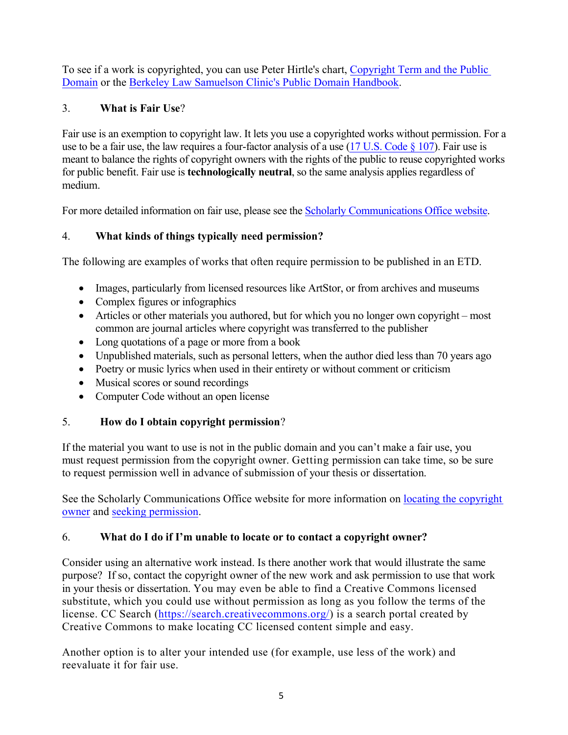To see if a work is copyrighted, you can use Peter Hirtle's chart, [Copyright Term and the Public Domain](#) or the [Berkeley Law Samuelson Clinic's Public Domain Handbook](#).

## 3. **What is Fair Use**?

Fair use is an exemption to copyright law. It lets you use a copyrighted works without permission. For a use to be a fair use, the law requires a four-factor analysis of a use ([17 U.S. Code § 107](#)). Fair use is meant to balance the rights of copyright owners with the rights of the public to reuse copyrighted works for public benefit. Fair use is **technologically neutral**, so the same analysis applies regardless of medium.

For more detailed information on fair use, please see the [Scholarly Communications Office website](#).

## 4. **What kinds of things typically need permission?**

The following are examples of works that often require permission to be published in an ETD.

- Images, particularly from licensed resources like ArtStor, or from archives and museums
- Complex figures or infographics
- Articles or other materials you authored, but for which you no longer own copyright – most common are journal articles where copyright was transferred to the publisher
- Long quotations of a page or more from a book
- Unpublished materials, such as personal letters, when the author died less than 70 years ago
- Poetry or music lyrics when used in their entirety or without comment or criticism
- Musical scores or sound recordings
- Computer Code without an open license

## 5. **How do I obtain copyright permission**?

If the material you want to use is not in the public domain and you can't make a fair use, you must request permission from the copyright owner. Getting permission can take time, so be sure to request permission well in advance of submission of your thesis or dissertation.

See the Scholarly Communications Office website for more information on [locating the copyright owner](#) and [seeking permission](#).

## 6. **What do I do if I'm unable to locate or to contact a copyright owner?**

Consider using an alternative work instead. Is there another work that would illustrate the same purpose? If so, contact the copyright owner of the new work and ask permission to use that work in your thesis or dissertation. You may even be able to find a Creative Commons licensed substitute, which you could use without permission as long as you follow the terms of the license. CC Search (https://search.creativecommons.org/) is a search portal created by Creative Commons to make locating CC licensed content simple and easy.

Another option is to alter your intended use (for example, use less of the work) and reevaluate it for fair use.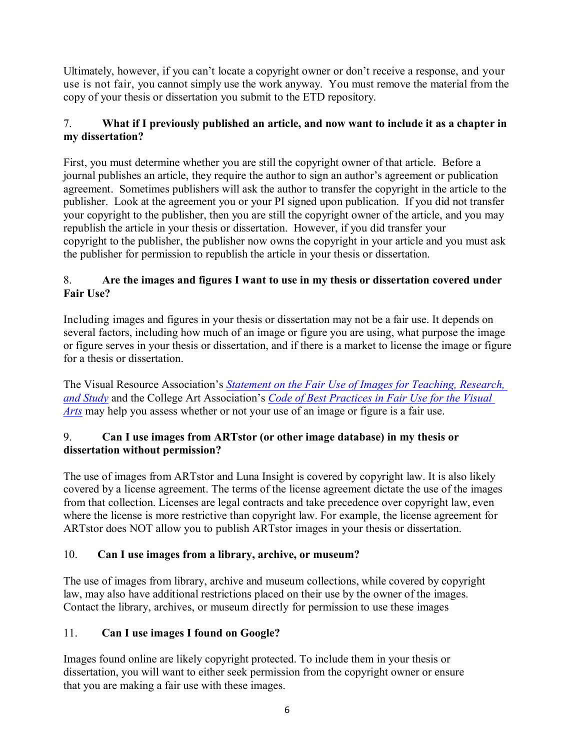Ultimately, however, if you can't locate a copyright owner or don't receive a response, and your use is not fair, you cannot simply use the work anyway. You must remove the material from the copy of your thesis or dissertation you submit to the ETD repository.

### 7. What if I previously published an article, and now want to include it as a chapter in my dissertation?

First, you must determine whether you are still the copyright owner of that article. Before a journal publishes an article, they require the author to sign an author's agreement or publication agreement. Sometimes publishers will ask the author to transfer the copyright in the article to the publisher. Look at the agreement you or your PI signed upon publication. If you did not transfer your copyright to the publisher, then you are still the copyright owner of the article, and you may republish the article in your thesis or dissertation. However, if you did transfer your copyright to the publisher, the publisher now owns the copyright in your article and you must ask the publisher for permission to republish the article in your thesis or dissertation.

### 8. Are the images and figures I want to use in my thesis or dissertation covered under Fair Use?

Including images and figures in your thesis or dissertation may not be a fair use. It depends on several factors, including how much of an image or figure you are using, what purpose the image or figure serves in your thesis or dissertation, and if there is a market to license the image or figure for a thesis or dissertation.

The Visual Resource Association's *Statement on the Fair Use of Images for Teaching, Research, and Study* and the College Art Association's *Code of Best Practices in Fair Use for the Visual Arts* may help you assess whether or not your use of an image or figure is a fair use.

### 9. Can I use images from ARTstor (or other image database) in my thesis or dissertation without permission?

The use of images from ARTstor and Luna Insight is covered by copyright law. It is also likely covered by a license agreement. The terms of the license agreement dictate the use of the images from that collection. Licenses are legal contracts and take precedence over copyright law, even where the license is more restrictive than copyright law. For example, the license agreement for ARTstor does NOT allow you to publish ARTstor images in your thesis or dissertation.

### 10. Can I use images from a library, archive, or museum?

The use of images from library, archive and museum collections, while covered by copyright law, may also have additional restrictions placed on their use by the owner of the images. Contact the library, archives, or museum directly for permission to use these images

### 11. Can I use images I found on Google?

Images found online are likely copyright protected. To include them in your thesis or dissertation, you will want to either seek permission from the copyright owner or ensure that you are making a fair use with these images.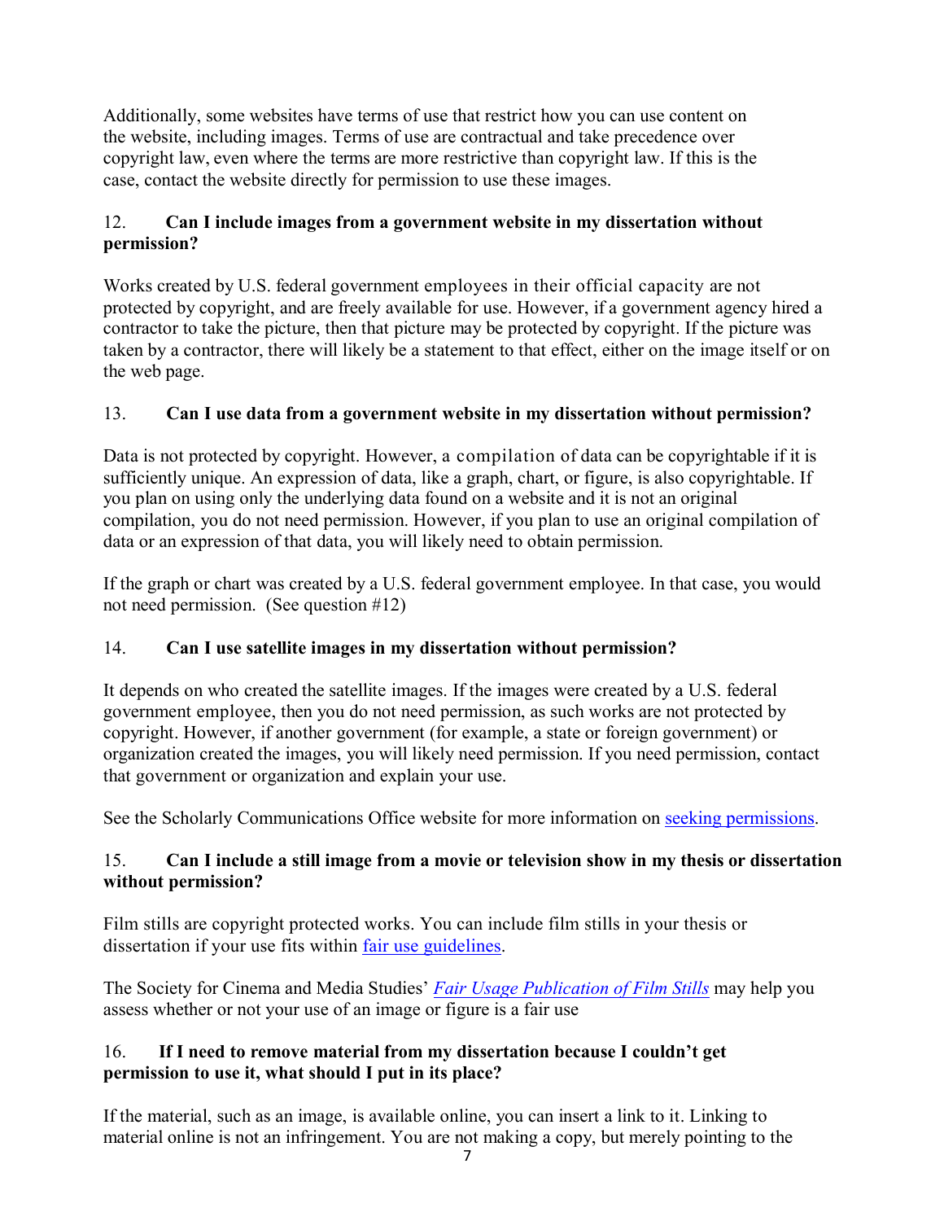Additionally, some websites have terms of use that restrict how you can use content on the website, including images. Terms of use are contractual and take precedence over copyright law, even where the terms are more restrictive than copyright law. If this is the case, contact the website directly for permission to use these images.

### 12. Can I include images from a government website in my dissertation without permission?

Works created by U.S. federal government employees in their official capacity are not protected by copyright, and are freely available for use. However, if a government agency hired a contractor to take the picture, then that picture may be protected by copyright. If the picture was taken by a contractor, there will likely be a statement to that effect, either on the image itself or on the web page.

### 13. Can I use data from a government website in my dissertation without permission?

Data is not protected by copyright. However, a compilation of data can be copyrightable if it is sufficiently unique. An expression of data, like a graph, chart, or figure, is also copyrightable. If you plan on using only the underlying data found on a website and it is not an original compilation, you do not need permission. However, if you plan to use an original compilation of data or an expression of that data, you will likely need to obtain permission.

If the graph or chart was created by a U.S. federal government employee. In that case, you would not need permission. (See question #12)

### 14. Can I use satellite images in my dissertation without permission?

It depends on who created the satellite images. If the images were created by a U.S. federal government employee, then you do not need permission, as such works are not protected by copyright. However, if another government (for example, a state or foreign government) or organization created the images, you will likely need permission. If you need permission, contact that government or organization and explain your use.

See the Scholarly Communications Office website for more information on [seeking permissions](#).

### 15. Can I include a still image from a movie or television show in my thesis or dissertation without permission?

Film stills are copyright protected works. You can include film stills in your thesis or dissertation if your use fits within [fair use guidelines](#).

The Society for Cinema and Media Studies' [*Fair Usage Publication of Film Stills*](#) may help you assess whether or not your use of an image or figure is a fair use

### 16. If I need to remove material from my dissertation because I couldn't get permission to use it, what should I put in its place?

If the material, such as an image, is available online, you can insert a link to it. Linking to material online is not an infringement. You are not making a copy, but merely pointing to the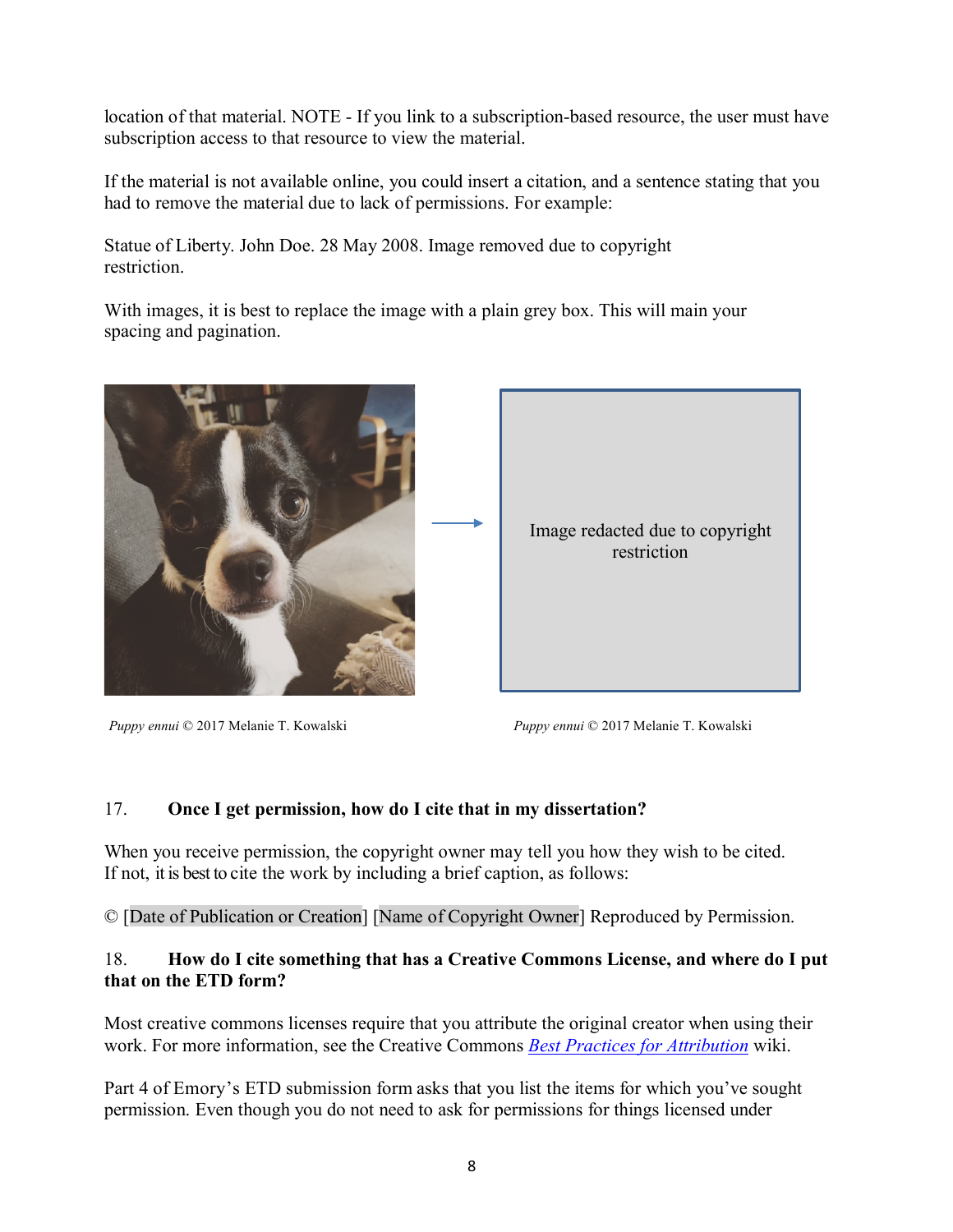location of that material. NOTE - If you link to a subscription-based resource, the user must have subscription access to that resource to view the material.

If the material is not available online, you could insert a citation, and a sentence stating that you had to remove the material due to lack of permissions. For example:

Statue of Liberty. John Doe. 28 May 2008. Image removed due to copyright restriction.

With images, it is best to replace the image with a plain grey box. This will main your spacing and pagination.

Image redacted due to copyright restriction

*Puppy ennui* © 2017 Melanie T. Kowalski

*Puppy ennui* © 2017 Melanie T. Kowalski

17. **Once I get permission, how do I cite that in my dissertation?**

When you receive permission, the copyright owner may tell you how they wish to be cited. If not, it is best to cite the work by including a brief caption, as follows:

© [Date of Publication or Creation] [Name of Copyright Owner] Reproduced by Permission.

18. **How do I cite something that has a Creative Commons License, and where do I put that on the ETD form?**

Most creative commons licenses require that you attribute the original creator when using their work. For more information, see the Creative Commons *Best Practices for Attribution* wiki.

Part 4 of Emory's ETD submission form asks that you list the items for which you've sought permission. Even though you do not need to ask for permissions for things licensed under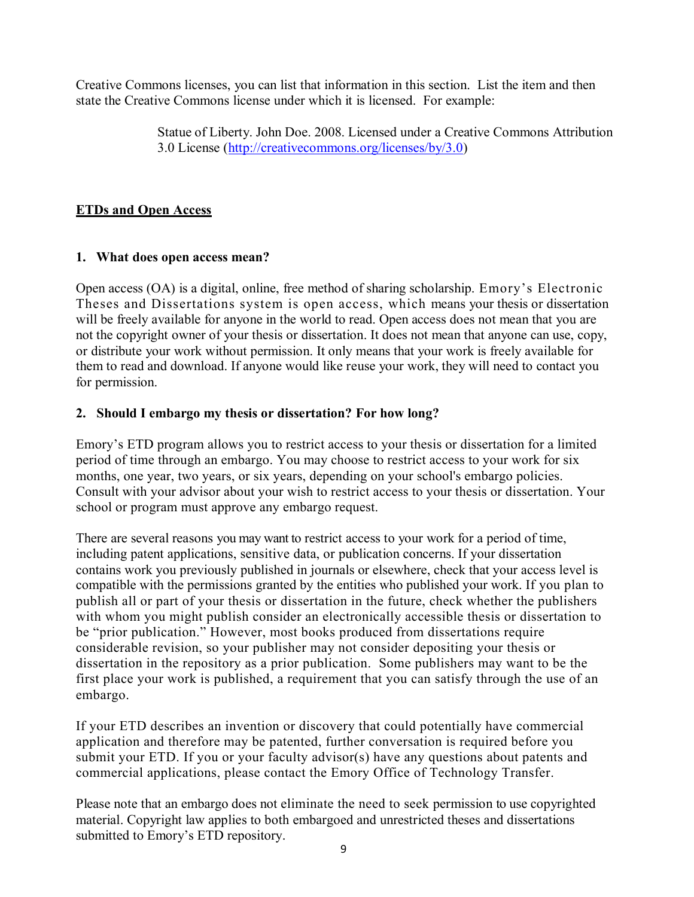Creative Commons licenses, you can list that information in this section. List the item and then state the Creative Commons license under which it is licensed. For example:

> Statue of Liberty. John Doe. 2008. Licensed under a Creative Commons Attribution 3.0 License (http://creativecommons.org/licenses/by/3.0)

## ETDs and Open Access

### 1. What does open access mean?

Open access (OA) is a digital, online, free method of sharing scholarship. Emory's Electronic Theses and Dissertations system is open access, which means your thesis or dissertation will be freely available for anyone in the world to read. Open access does not mean that you are not the copyright owner of your thesis or dissertation. It does not mean that anyone can use, copy, or distribute your work without permission. It only means that your work is freely available for them to read and download. If anyone would like reuse your work, they will need to contact you for permission.

### 2. Should I embargo my thesis or dissertation? For how long?

Emory's ETD program allows you to restrict access to your thesis or dissertation for a limited period of time through an embargo. You may choose to restrict access to your work for six months, one year, two years, or six years, depending on your school's embargo policies. Consult with your advisor about your wish to restrict access to your thesis or dissertation. Your school or program must approve any embargo request.

There are several reasons you may want to restrict access to your work for a period of time, including patent applications, sensitive data, or publication concerns. If your dissertation contains work you previously published in journals or elsewhere, check that your access level is compatible with the permissions granted by the entities who published your work. If you plan to publish all or part of your thesis or dissertation in the future, check whether the publishers with whom you might publish consider an electronically accessible thesis or dissertation to be "prior publication." However, most books produced from dissertations require considerable revision, so your publisher may not consider depositing your thesis or dissertation in the repository as a prior publication. Some publishers may want to be the first place your work is published, a requirement that you can satisfy through the use of an embargo.

If your ETD describes an invention or discovery that could potentially have commercial application and therefore may be patented, further conversation is required before you submit your ETD. If you or your faculty advisor(s) have any questions about patents and commercial applications, please contact the Emory Office of Technology Transfer.

Please note that an embargo does not eliminate the need to seek permission to use copyrighted material. Copyright law applies to both embargoed and unrestricted theses and dissertations submitted to Emory's ETD repository.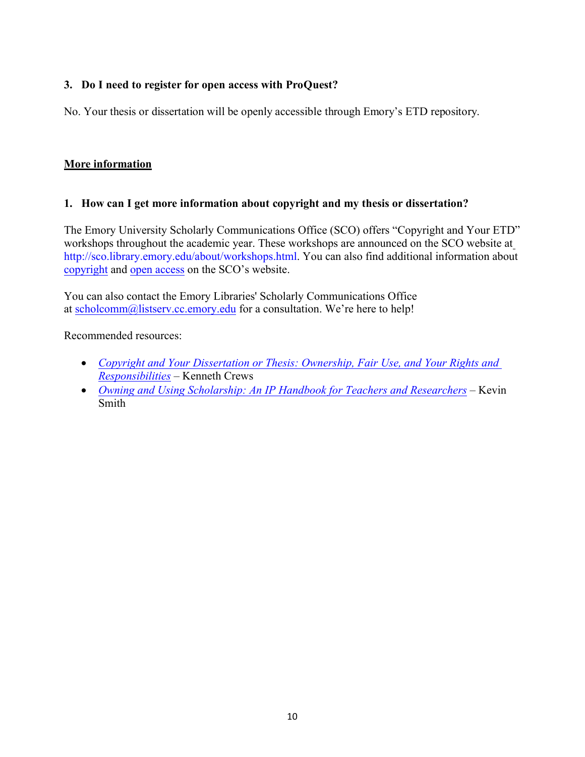**3. Do I need to register for open access with ProQuest?**

No. Your thesis or dissertation will be openly accessible through Emory's ETD repository.

**<u>More information</u>**

**1. How can I get more information about copyright and my thesis or dissertation?**

The Emory University Scholarly Communications Office (SCO) offers "Copyright and Your ETD" workshops throughout the academic year. These workshops are announced on the SCO website at http://sco.library.emory.edu/about/workshops.html. You can also find additional information about copyright and open access on the SCO's website.

You can also contact the Emory Libraries' Scholarly Communications Office at scholcomm@listserv.cc.emory.edu for a consultation. We're here to help!

Recommended resources:

- *Copyright and Your Dissertation or Thesis: Ownership, Fair Use, and Your Rights and Responsibilities* – Kenneth Crews
- *Owning and Using Scholarship: An IP Handbook for Teachers and Researchers* – Kevin Smith